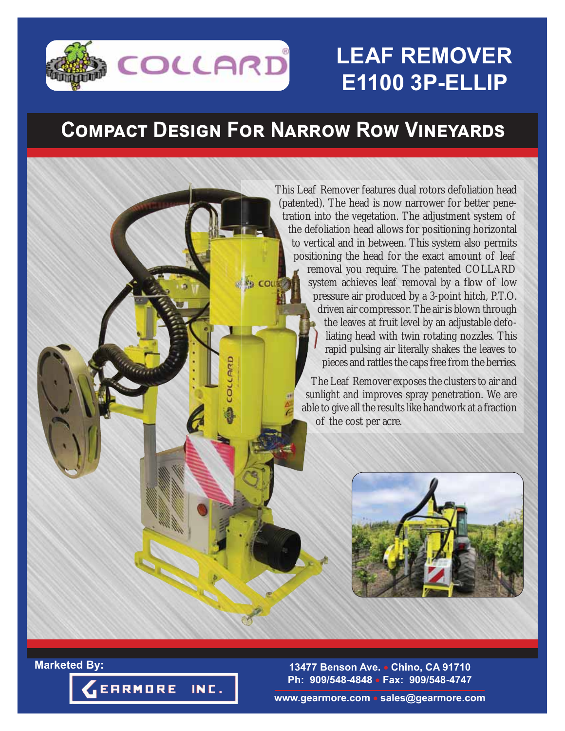# LEAF REMOVER E1100 3P-ELLIP

## Compact Design For Narrow Row Vineyards

This Leaf Remover features dual rotors defoliation head (patented). The head is now narrower for better penetration into the vegetation. The adjustment system of the defoliation head allows for positioning horizontal to vertical and in between. This system also permits positioning the head for the exact amount of leaf removal you require. The patented COLLARD system achieves leaf removal by a flow of low pressure air produced by a 3-point hitch, P.T.O. driven air compressor. The air is blown through the leaves at fruit level by an adjustable defoliating head with twin rotating nozzles. This rapid pulsing air literally shakes the leaves to pieces and rattles the caps free from the berries.

The Leaf Remover exposes the clusters to air and sunlight and improves spray penetration. We are able to give all the results like handwork at a fraction of the cost per acre.

**Marketed By:**

GEARMORE INC.

**13477 Benson Ave. • Chino, CA 91710**
**Ph: 909/548-4848 • Fax: 909/548-4747**

**www.gearmore.com • sales@gearmore.com**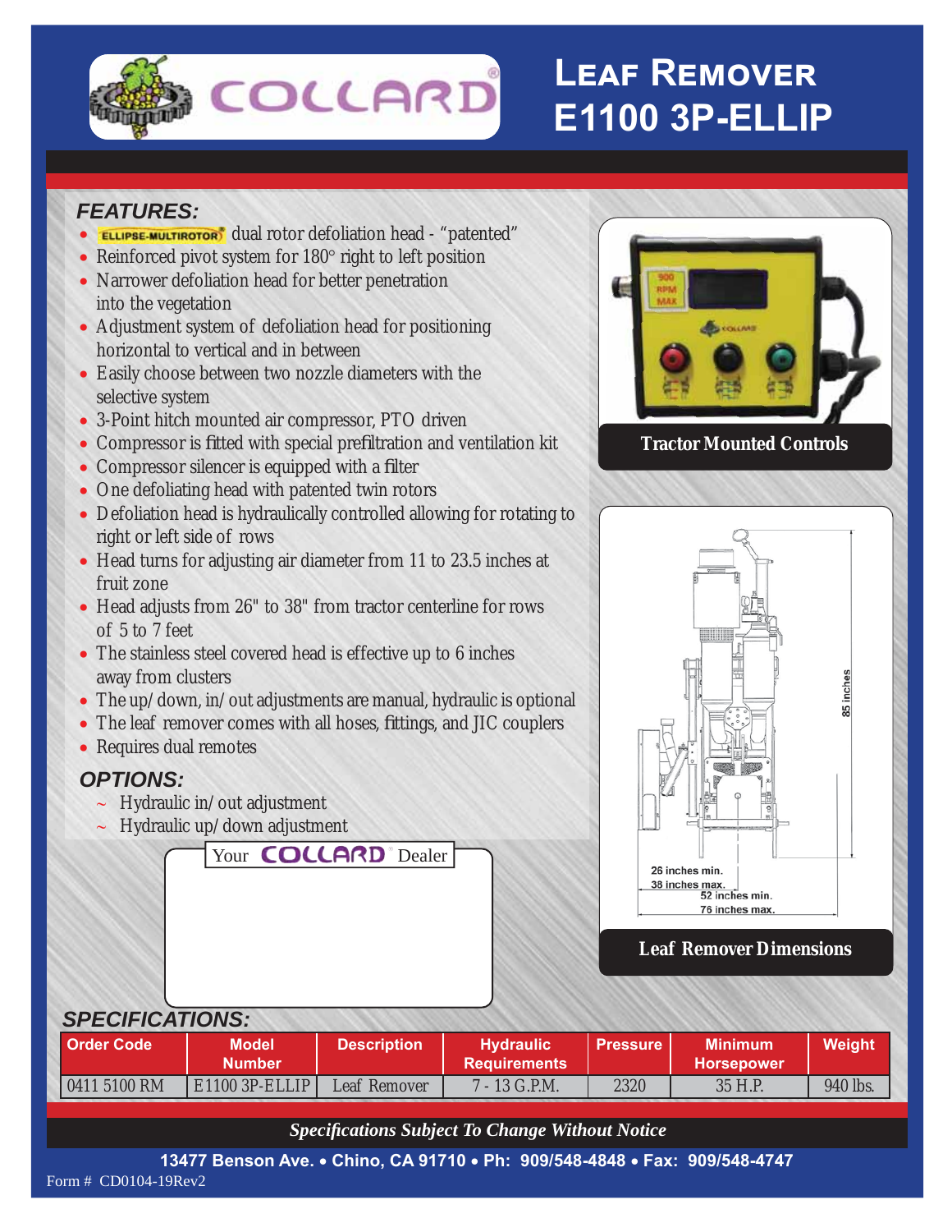# Leaf Remover E1100 3P-ELLIP

## FEATURES:

- ELLIPSE-MULTIROTOR dual rotor defoliation head - "patented"
- Reinforced pivot system for 180° right to left position
- Narrower defoliation head for better penetration into the vegetation
- Adjustment system of defoliation head for positioning horizontal to vertical and in between
- Easily choose between two nozzle diameters with the selective system
- 3-Point hitch mounted air compressor, PTO driven
- Compressor is fitted with special prefiltration and ventilation kit
- Compressor silencer is equipped with a filter
- One defoliating head with patented twin rotors
- Defoliation head is hydraulically controlled allowing for rotating to right or left side of rows
- Head turns for adjusting air diameter from 11 to 23.5 inches at fruit zone
- Head adjusts from 26" to 38" from tractor centerline for rows of 5 to 7 feet
- The stainless steel covered head is effective up to 6 inches away from clusters
- The up/down, in/out adjustments are manual, hydraulic is optional
- The leaf remover comes with all hoses, fittings, and JIC couplers
- Requires dual remotes

## OPTIONS:

~ Hydraulic in/out adjustment
~ Hydraulic up/down adjustment

Your COLLARD Dealer

Tractor Mounted Controls

85 inches
26 inches min.
38 inches max.
52 inches min.
76 inches max.

Leaf Remover Dimensions

## SPECIFICATIONS:

| Order Code | Model Number | Description | Hydraulic Requirements | Pressure | Minimum Horsepower | Weight |
|---|---|---|---|---|---|---|
| 0411 5100 RM | E1100 3P-ELLIP | Leaf Remover | 7 - 13 G.P.M. | 2320 | 35 H.P. | 940 lbs. |

*Specifications Subject To Change Without Notice*

**13477 Benson Ave. • Chino, CA 91710 • Ph: 909/548-4848 • Fax: 909/548-4747**

Form # CD0104-19Rev2